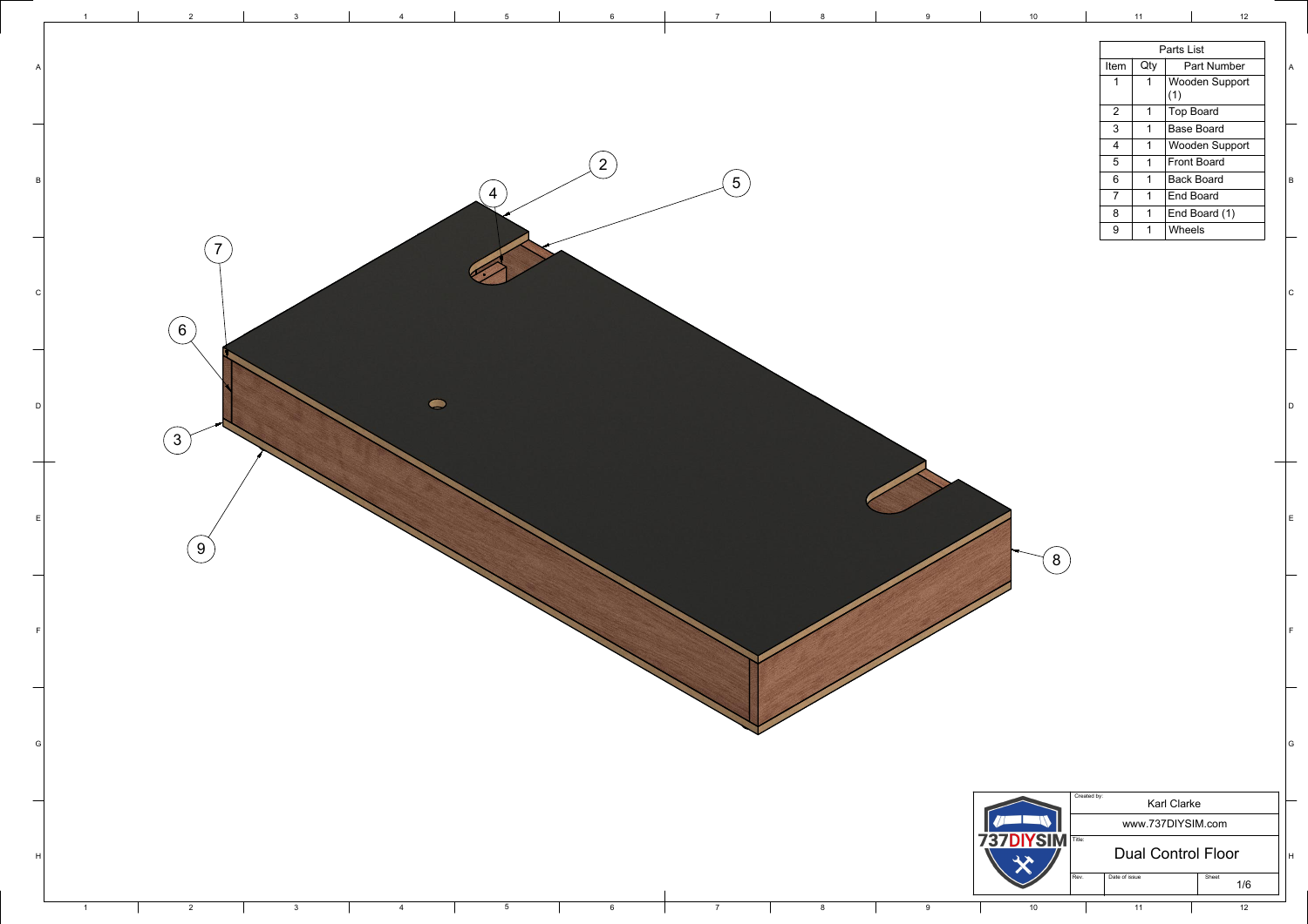| Parts List | | |
|---|---|---|
| Item | Qty | Part Number |
| 1 | 1 | Wooden Support (1) |
| 2 | 1 | Top Board |
| 3 | 1 | Base Board |
| 4 | 1 | Wooden Support |
| 5 | 1 | Front Board |
| 6 | 1 | Back Board |
| 7 | 1 | End Board |
| 8 | 1 | End Board (1) |
| 9 | 1 | Wheels |

Created by: Karl Clarke

www.737DIYSIM.com

Title: Dual Control Floor

Rev.

Date of issue

Sheet 1/6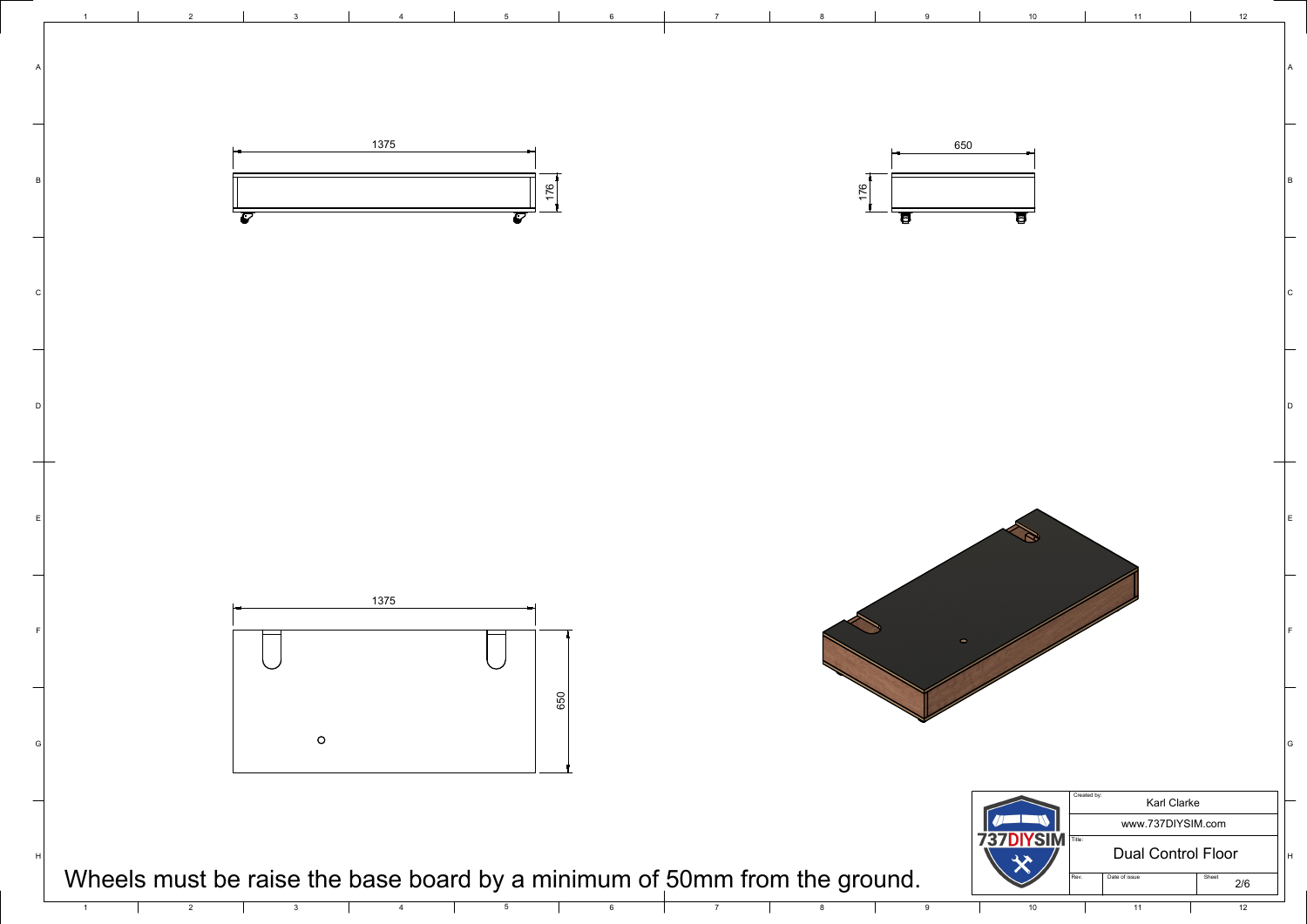1375

176

650

176

1375

650

Wheels must be raise the base board by a minimum of 50mm from the ground.

| Created by: | Karl Clarke |
| --- | --- |
| | www.737DIYSIM.com |
| Title: | Dual Control Floor |
| Rev: / Date of issue | Sheet 2/6 |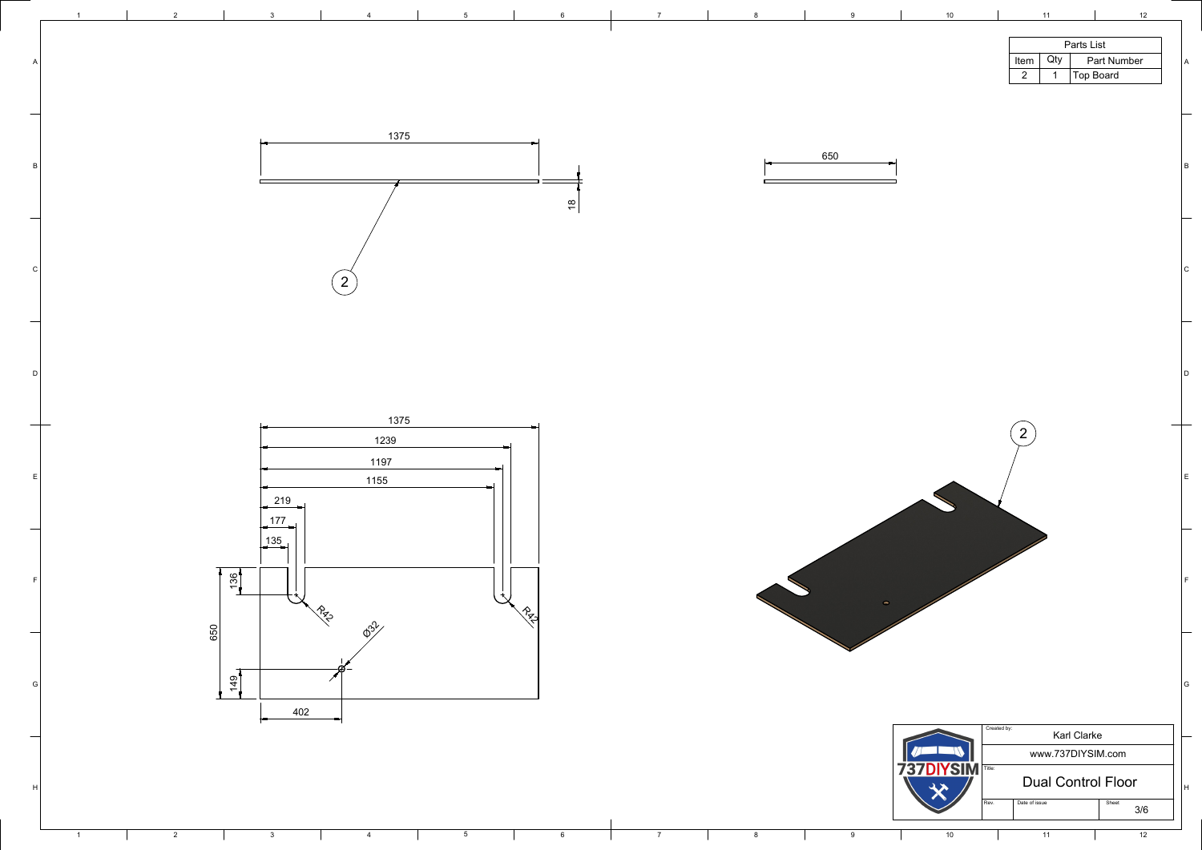| Parts List | | |
|---|---|---|
| Item | Qty | Part Number |
| 2 | 1 | Top Board |

1375

18

650

2

1375

1239

1197

1155

219

177

135

136

R42

R42

Ø32

650

149

402

2

Created by: Karl Clarke

www.737DIYSIM.com

Title: Dual Control Floor

Rev.

Date of issue

Sheet 3/6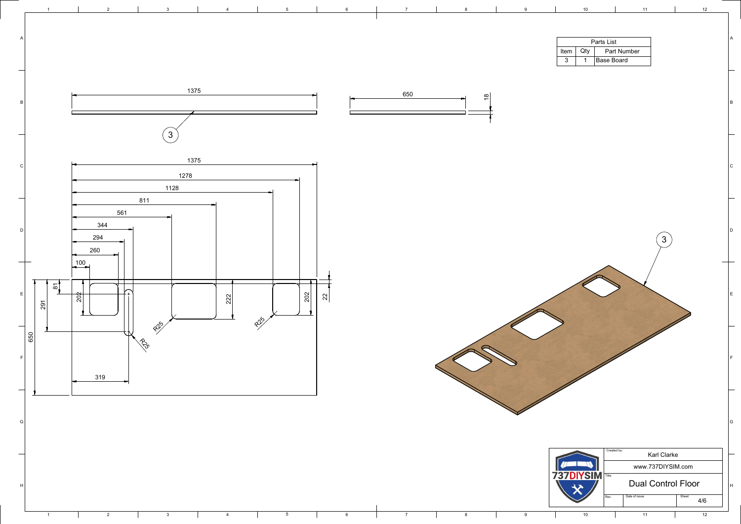| Parts List | | |
|---|---|---|
| Item | Qty | Part Number |
| 3 | 1 | Base Board |

1375

3

650

18

1375

1278

1128

811

561

344

294

260

100

81

291

650

202

222

202

22

R25

R25

R25

319

3

Created by: Karl Clarke

www.737DIYSIM.com

737DIYSIM

Title: Dual Control Floor

Rev.

Date of issue

Sheet 4/6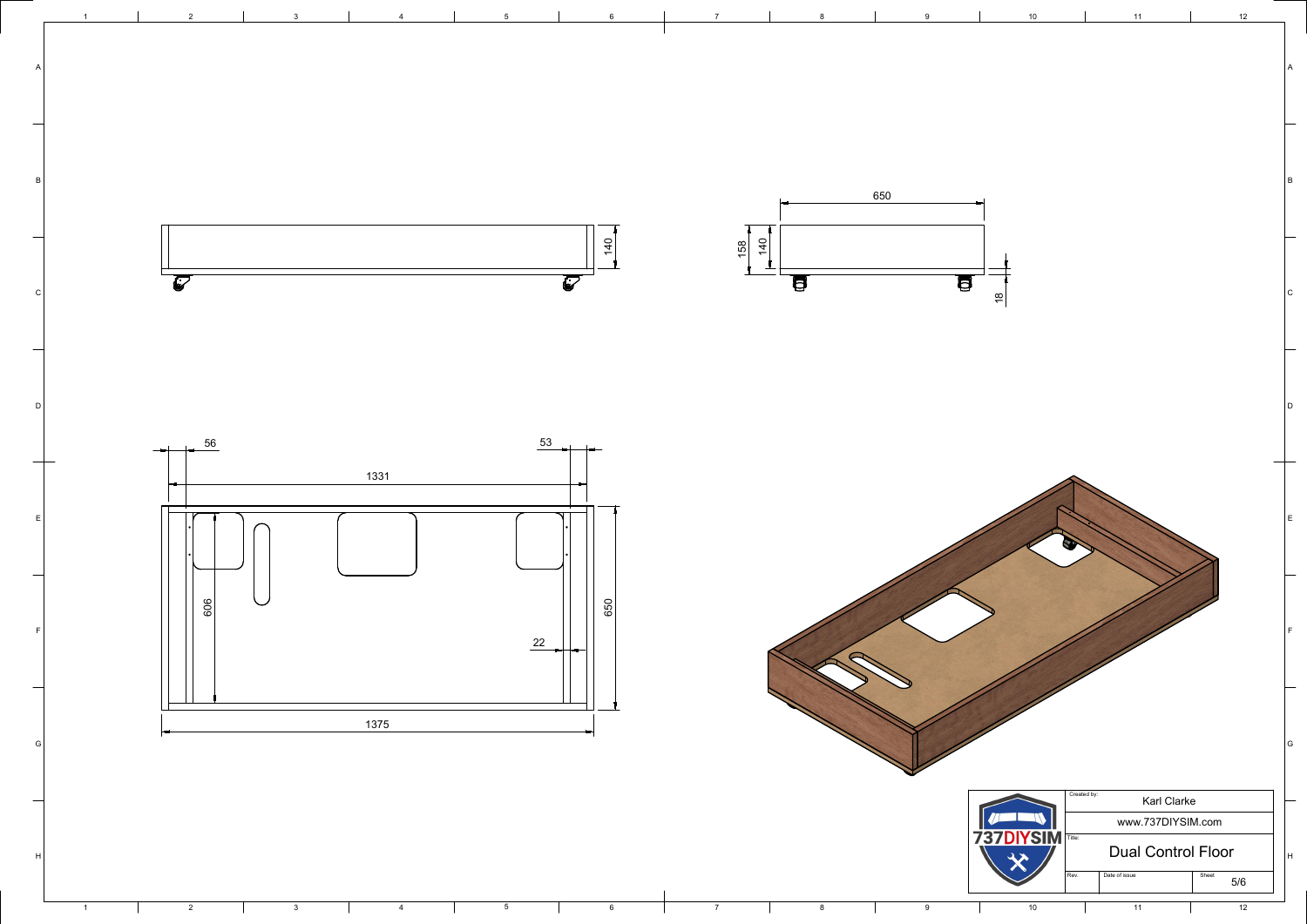| Created by: | Karl Clarke | |
|---|---|---|
| | www.737DIYSIM.com | |
| Title: | Dual Control Floor | |
| Rev. | Date of issue | Sheet 5/6 |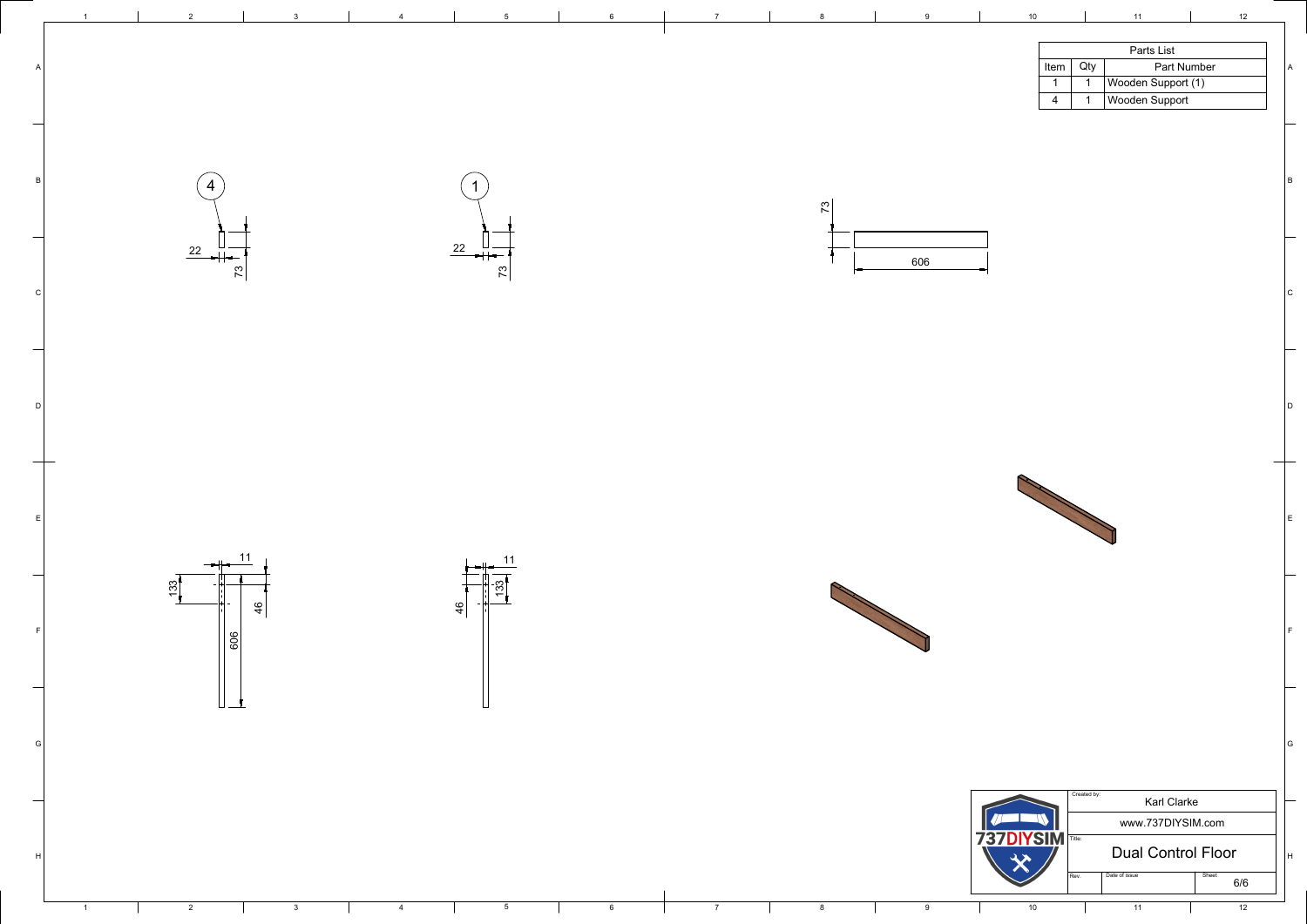| Parts List | | |
|---|---|---|
| Item | Qty | Part Number |
| 1 | 1 | Wooden Support (1) |
| 4 | 1 | Wooden Support |

4

22

73

1

22

73

73

606

133

11

46

606

46

11

133

Created by: Karl Clarke

www.737DIYSIM.com

Title: Dual Control Floor

Rev.

Date of issue

Sheet 6/6